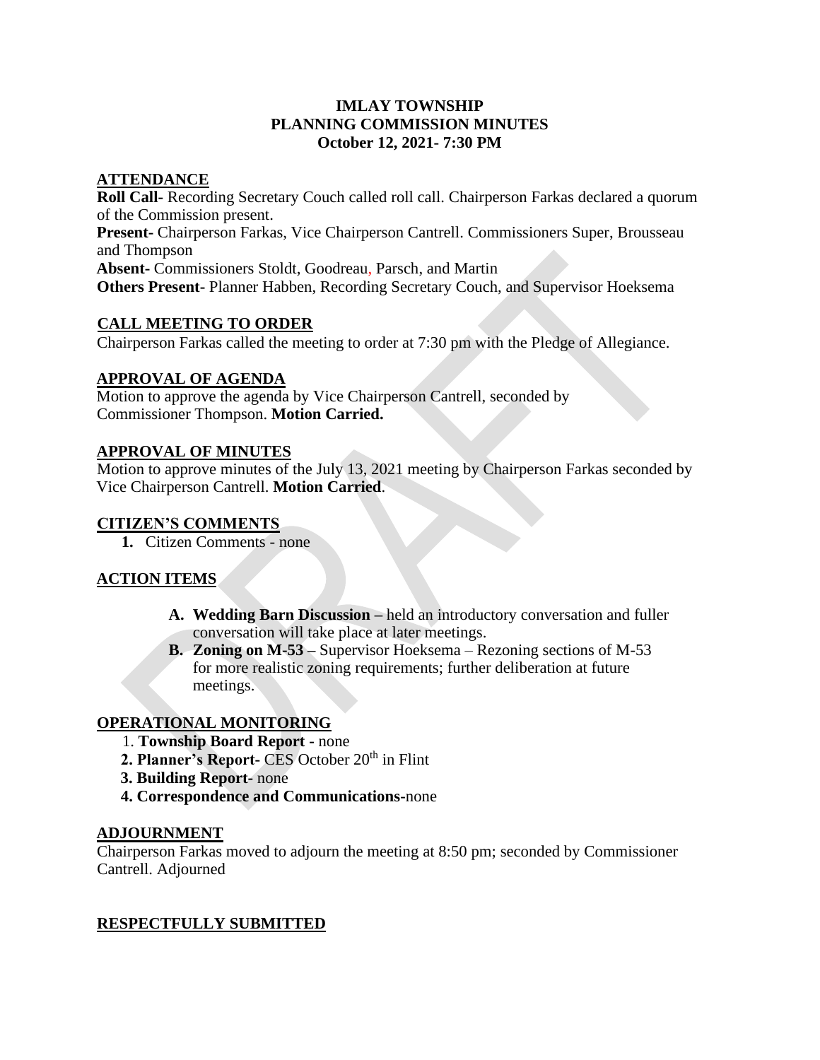# IMLAY TOWNSHIP
# PLANNING COMMISSION MINUTES
# October 12, 2021- 7:30 PM

## ATTENDANCE

**Roll Call-** Recording Secretary Couch called roll call. Chairperson Farkas declared a quorum of the Commission present.

**Present-** Chairperson Farkas, Vice Chairperson Cantrell. Commissioners Super, Brousseau and Thompson

**Absent-** Commissioners Stoldt, Goodreau, Parsch, and Martin

**Others Present-** Planner Habben, Recording Secretary Couch, and Supervisor Hoeksema

## CALL MEETING TO ORDER

Chairperson Farkas called the meeting to order at 7:30 pm with the Pledge of Allegiance.

## APPROVAL OF AGENDA

Motion to approve the agenda by Vice Chairperson Cantrell, seconded by Commissioner Thompson. **Motion Carried.**

## APPROVAL OF MINUTES

Motion to approve minutes of the July 13, 2021 meeting by Chairperson Farkas seconded by Vice Chairperson Cantrell. **Motion Carried**.

## CITIZEN'S COMMENTS

1. Citizen Comments - none

## ACTION ITEMS

- **A. Wedding Barn Discussion –** held an introductory conversation and fuller conversation will take place at later meetings.
- **B. Zoning on M-53 –** Supervisor Hoeksema – Rezoning sections of M-53 for more realistic zoning requirements; further deliberation at future meetings.

## OPERATIONAL MONITORING

1. **Township Board Report -** none
2. **Planner's Report-** CES October 20th in Flint
3. **Building Report-** none
4. **Correspondence and Communications-**none

## ADJOURNMENT

Chairperson Farkas moved to adjourn the meeting at 8:50 pm; seconded by Commissioner Cantrell. Adjourned

## RESPECTFULLY SUBMITTED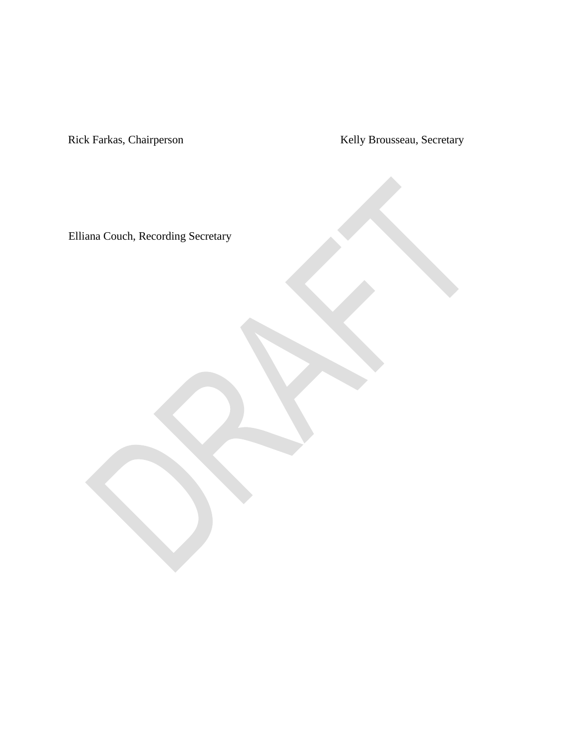Rick Farkas, Chairperson

Kelly Brousseau, Secretary

Elliana Couch, Recording Secretary

DRAFT